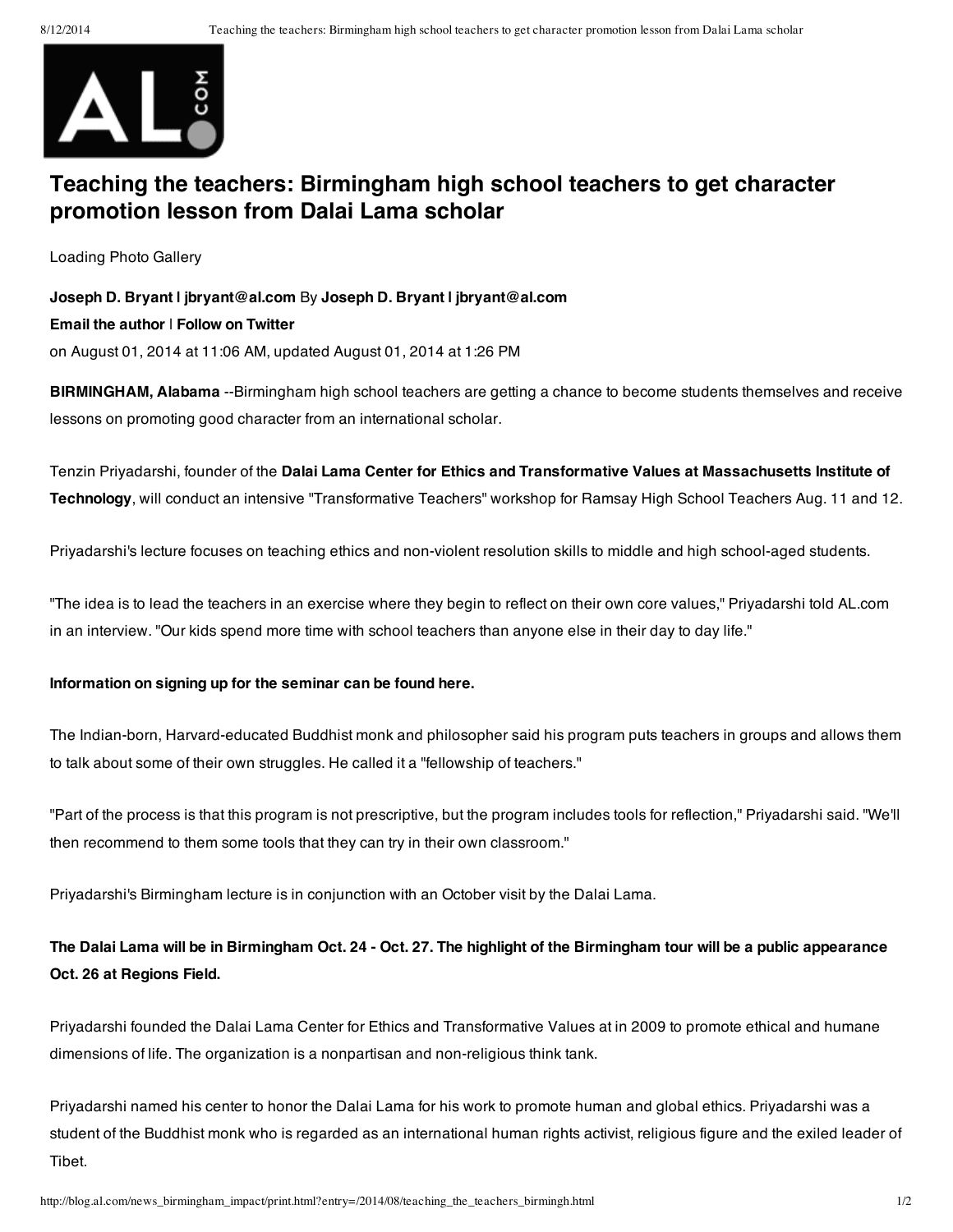# Teaching the teachers: Birmingham high school teachers to get character promotion lesson from Dalai Lama scholar

Loading Photo Gallery

**Joseph D. Bryant | jbryant@al.com** By **Joseph D. Bryant | jbryant@al.com**

**Email the author** | **Follow on Twitter**

on August 01, 2014 at 11:06 AM, updated August 01, 2014 at 1:26 PM

**BIRMINGHAM, Alabama** --Birmingham high school teachers are getting a chance to become students themselves and receive lessons on promoting good character from an international scholar.

Tenzin Priyadarshi, founder of the **Dalai Lama Center for Ethics and Transformative Values at Massachusetts Institute of Technology**, will conduct an intensive "Transformative Teachers" workshop for Ramsay High School Teachers Aug. 11 and 12.

Priyadarshi's lecture focuses on teaching ethics and non-violent resolution skills to middle and high school-aged students.

"The idea is to lead the teachers in an exercise where they begin to reflect on their own core values," Priyadarshi told AL.com in an interview. "Our kids spend more time with school teachers than anyone else in their day to day life."

**Information on signing up for the seminar can be found here.**

The Indian-born, Harvard-educated Buddhist monk and philosopher said his program puts teachers in groups and allows them to talk about some of their own struggles. He called it a "fellowship of teachers."

"Part of the process is that this program is not prescriptive, but the program includes tools for reflection," Priyadarshi said. "We'll then recommend to them some tools that they can try in their own classroom."

Priyadarshi's Birmingham lecture is in conjunction with an October visit by the Dalai Lama.

**The Dalai Lama will be in Birmingham Oct. 24 - Oct. 27. The highlight of the Birmingham tour will be a public appearance Oct. 26 at Regions Field.**

Priyadarshi founded the Dalai Lama Center for Ethics and Transformative Values at in 2009 to promote ethical and humane dimensions of life. The organization is a nonpartisan and non-religious think tank.

Priyadarshi named his center to honor the Dalai Lama for his work to promote human and global ethics. Priyadarshi was a student of the Buddhist monk who is regarded as an international human rights activist, religious figure and the exiled leader of Tibet.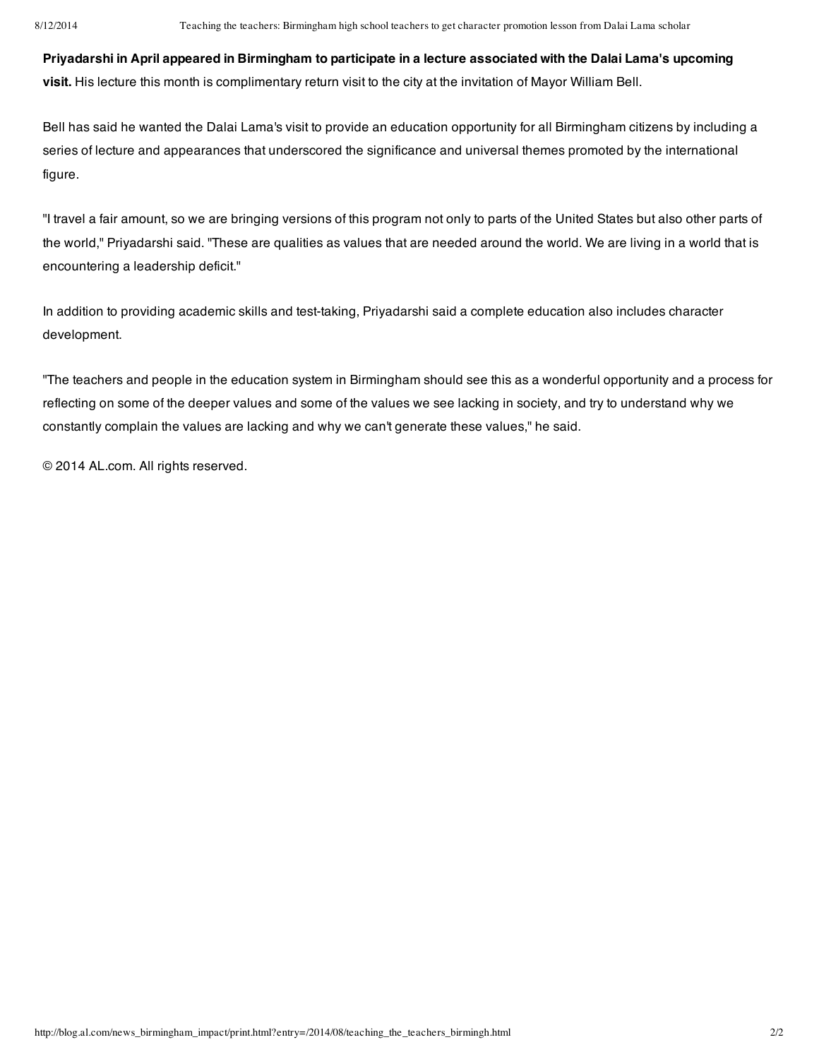**Priyadarshi in April appeared in Birmingham to participate in a lecture associated with the Dalai Lama's upcoming visit.** His lecture this month is complimentary return visit to the city at the invitation of Mayor William Bell.

Bell has said he wanted the Dalai Lama's visit to provide an education opportunity for all Birmingham citizens by including a series of lecture and appearances that underscored the significance and universal themes promoted by the international figure.

"I travel a fair amount, so we are bringing versions of this program not only to parts of the United States but also other parts of the world," Priyadarshi said. "These are qualities as values that are needed around the world. We are living in a world that is encountering a leadership deficit."

In addition to providing academic skills and test-taking, Priyadarshi said a complete education also includes character development.

"The teachers and people in the education system in Birmingham should see this as a wonderful opportunity and a process for reflecting on some of the deeper values and some of the values we see lacking in society, and try to understand why we constantly complain the values are lacking and why we can't generate these values," he said.

© 2014 AL.com. All rights reserved.